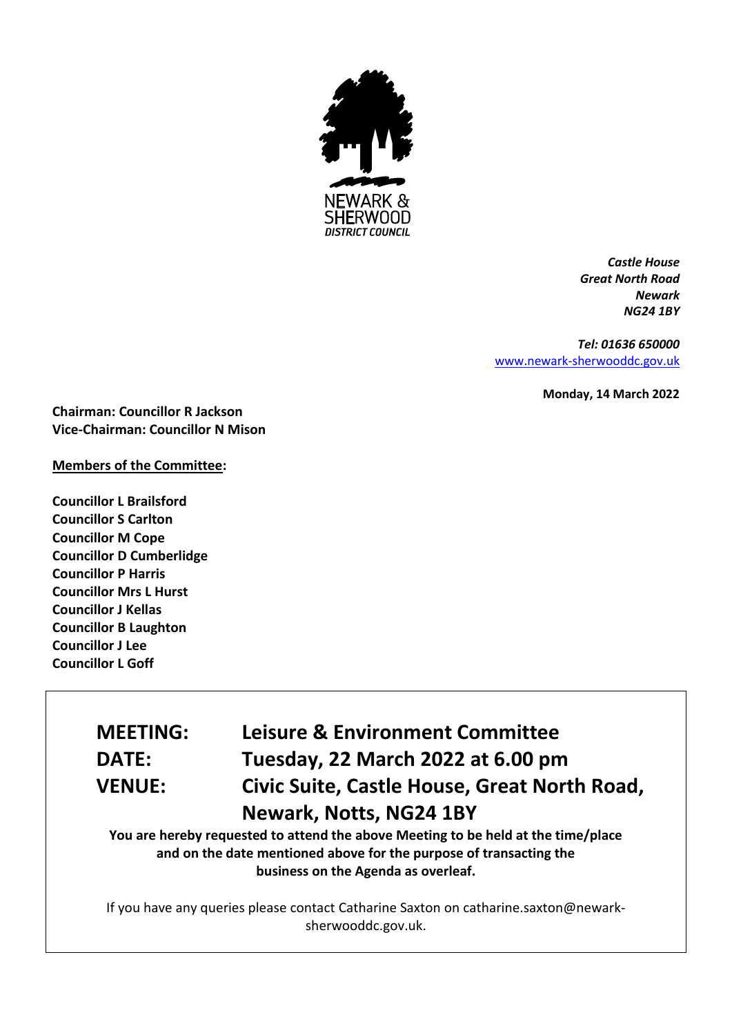NEWARK & SHERWOOD
*DISTRICT COUNCIL*

***Castle House***
***Great North Road***
***Newark***
***NG24 1BY***

***Tel: 01636 650000***
[www.newark-sherwooddc.gov.uk](http://www.newark-sherwooddc.gov.uk)

**Monday, 14 March 2022**

**Chairman: Councillor R Jackson**
**Vice-Chairman: Councillor N Mison**

**Members of the Committee:**

**Councillor L Brailsford**
**Councillor S Carlton**
**Councillor M Cope**
**Councillor D Cumberlidge**
**Councillor P Harris**
**Councillor Mrs L Hurst**
**Councillor J Kellas**
**Councillor B Laughton**
**Councillor J Lee**
**Councillor L Goff**

| | |
|---|---|
| **MEETING:** | **Leisure & Environment Committee** |
| **DATE:** | **Tuesday, 22 March 2022 at 6.00 pm** |
| **VENUE:** | **Civic Suite, Castle House, Great North Road, Newark, Notts, NG24 1BY** |

**You are hereby requested to attend the above Meeting to be held at the time/place and on the date mentioned above for the purpose of transacting the business on the Agenda as overleaf.**

If you have any queries please contact Catharine Saxton on catharine.saxton@newark-sherwooddc.gov.uk.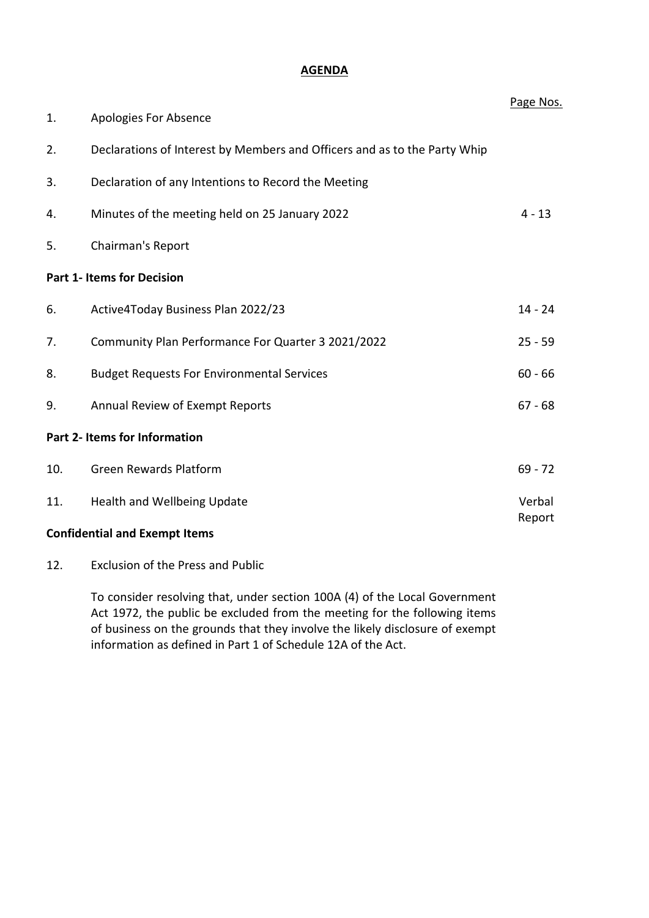# AGENDA

| | | Page Nos. |
|---|---|---|
| 1. | Apologies For Absence | |
| 2. | Declarations of Interest by Members and Officers and as to the Party Whip | |
| 3. | Declaration of any Intentions to Record the Meeting | |
| 4. | Minutes of the meeting held on 25 January 2022 | 4 - 13 |
| 5. | Chairman's Report | |
| **Part 1- Items for Decision** | | |
| 6. | Active4Today Business Plan 2022/23 | 14 - 24 |
| 7. | Community Plan Performance For Quarter 3 2021/2022 | 25 - 59 |
| 8. | Budget Requests For Environmental Services | 60 - 66 |
| 9. | Annual Review of Exempt Reports | 67 - 68 |
| **Part 2- Items for Information** | | |
| 10. | Green Rewards Platform | 69 - 72 |
| 11. | Health and Wellbeing Update | Verbal Report |
| **Confidential and Exempt Items** | | |
| 12. | Exclusion of the Press and Public | |

To consider resolving that, under section 100A (4) of the Local Government Act 1972, the public be excluded from the meeting for the following items of business on the grounds that they involve the likely disclosure of exempt information as defined in Part 1 of Schedule 12A of the Act.